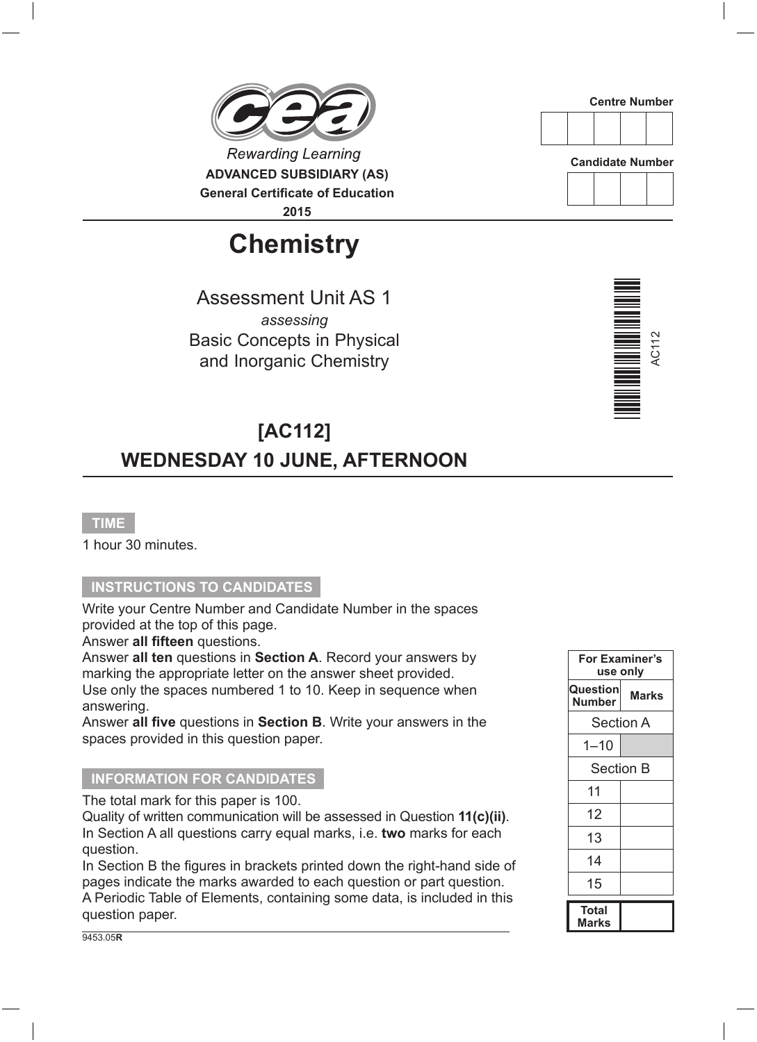Rewarding Learning

**ADVANCED SUBSIDIARY (AS)**
**General Certificate of Education**
**2015**

Centre Number

Candidate Number

# Chemistry

Assessment Unit AS 1
*assessing*
Basic Concepts in Physical and Inorganic Chemistry

AC112

## [AC112]

## WEDNESDAY 10 JUNE, AFTERNOON

**TIME**

1 hour 30 minutes.

**INSTRUCTIONS TO CANDIDATES**

Write your Centre Number and Candidate Number in the spaces provided at the top of this page.
Answer **all fifteen** questions.
Answer **all ten** questions in **Section A**. Record your answers by marking the appropriate letter on the answer sheet provided.
Use only the spaces numbered 1 to 10. Keep in sequence when answering.
Answer **all five** questions in **Section B**. Write your answers in the spaces provided in this question paper.

**INFORMATION FOR CANDIDATES**

The total mark for this paper is 100.
Quality of written communication will be assessed in Question **11(c)(ii)**.
In Section A all questions carry equal marks, i.e. **two** marks for each question.
In Section B the figures in brackets printed down the right-hand side of pages indicate the marks awarded to each question or part question.
A Periodic Table of Elements, containing some data, is included in this question paper.

| For Examiner's use only | |
|---|---|
| **Question Number** | **Marks** |
| Section A | |
| 1–10 | |
| Section B | |
| 11 | |
| 12 | |
| 13 | |
| 14 | |
| 15 | |
| **Total Marks** | |

9453.05**R**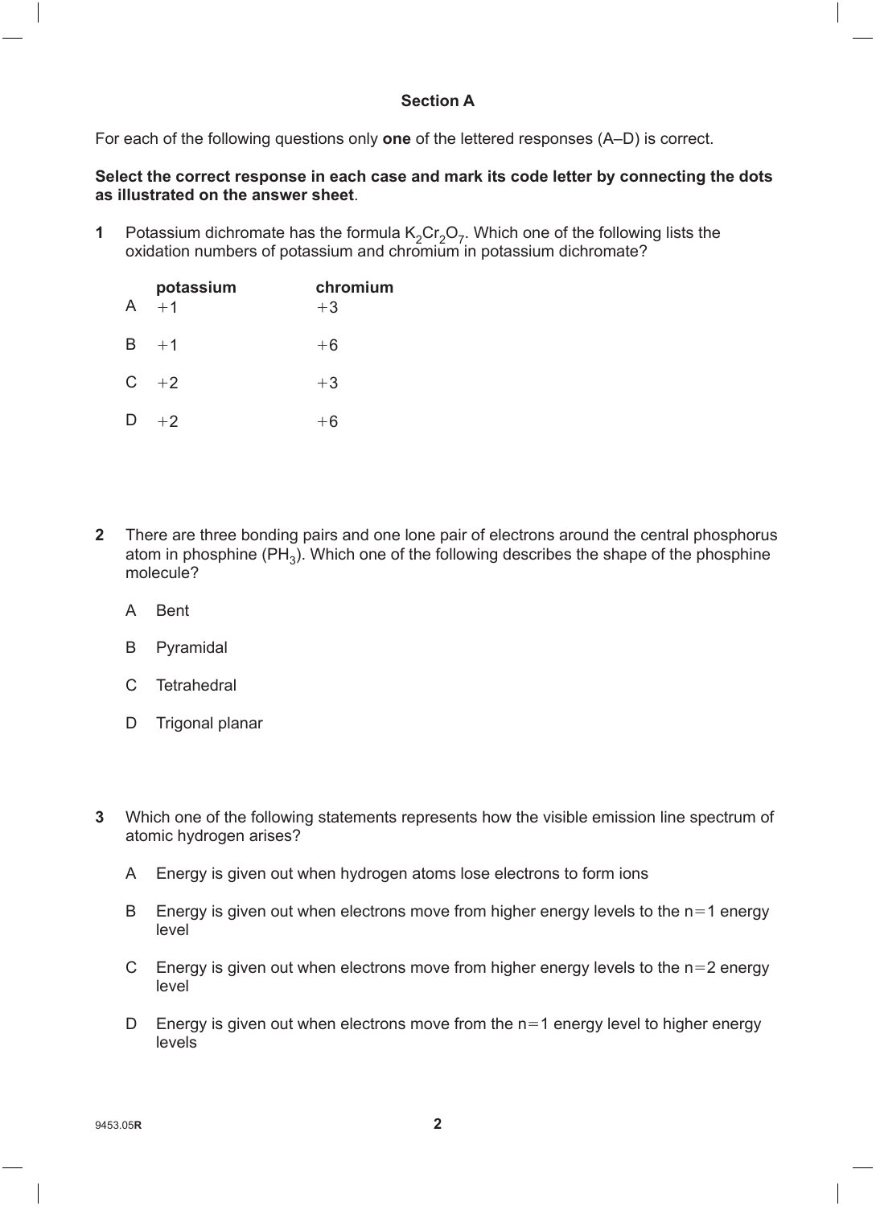## Section A

For each of the following questions only **one** of the lettered responses (A–D) is correct.

**Select the correct response in each case and mark its code letter by connecting the dots as illustrated on the answer sheet**.

**1** Potassium dichromate has the formula $K_2Cr_2O_7$. Which one of the following lists the oxidation numbers of potassium and chromium in potassium dichromate?

| | potassium | chromium |
|---|---|---|
| A | +1 | +3 |
| B | +1 | +6 |
| C | +2 | +3 |
| D | +2 | +6 |

**2** There are three bonding pairs and one lone pair of electrons around the central phosphorus atom in phosphine ($PH_3$). Which one of the following describes the shape of the phosphine molecule?

A Bent

B Pyramidal

C Tetrahedral

D Trigonal planar

**3** Which one of the following statements represents how the visible emission line spectrum of atomic hydrogen arises?

A Energy is given out when hydrogen atoms lose electrons to form ions

B Energy is given out when electrons move from higher energy levels to the n=1 energy level

C Energy is given out when electrons move from higher energy levels to the n=2 energy level

D Energy is given out when electrons move from the n=1 energy level to higher energy levels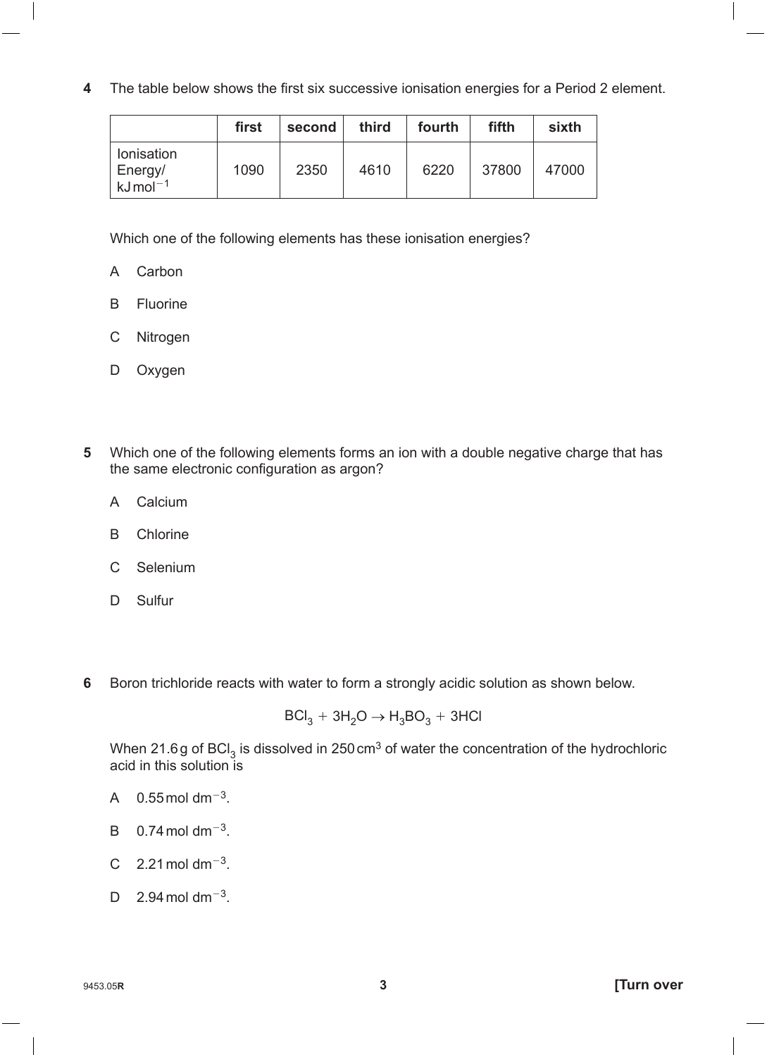**4** The table below shows the first six successive ionisation energies for a Period 2 element.

| | first | second | third | fourth | fifth | sixth |
|---|---|---|---|---|---|---|
| Ionisation Energy/ $kJ\,mol^{-1}$ | 1090 | 2350 | 4610 | 6220 | 37800 | 47000 |

Which one of the following elements has these ionisation energies?

A Carbon

B Fluorine

C Nitrogen

D Oxygen

**5** Which one of the following elements forms an ion with a double negative charge that has the same electronic configuration as argon?

A Calcium

B Chlorine

C Selenium

D Sulfur

**6** Boron trichloride reacts with water to form a strongly acidic solution as shown below.

$$BCl_3 + 3H_2O \rightarrow H_3BO_3 + 3HCl$$

When 21.6 g of $BCl_3$ is dissolved in 250 $cm^3$ of water the concentration of the hydrochloric acid in this solution is

A 0.55 mol $dm^{-3}$.

B 0.74 mol $dm^{-3}$.

C 2.21 mol $dm^{-3}$.

D 2.94 mol $dm^{-3}$.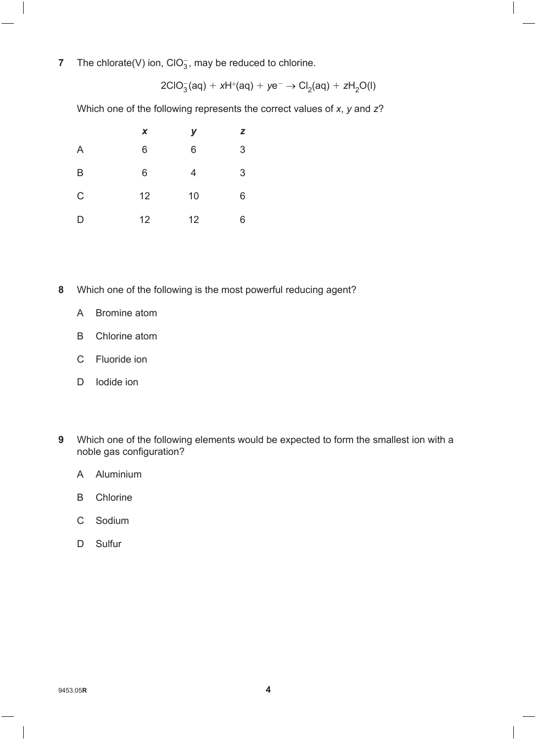**7** The chlorate(V) ion, $ClO_3^-$, may be reduced to chlorine.

$$2ClO_3^-(aq) + xH^+(aq) + ye^- \rightarrow Cl_2(aq) + zH_2O(l)$$

Which one of the following represents the correct values of *x*, *y* and *z*?

| | ***x*** | ***y*** | ***z*** |
|---|---|---|---|
| A | 6 | 6 | 3 |
| B | 6 | 4 | 3 |
| C | 12 | 10 | 6 |
| D | 12 | 12 | 6 |

**8** Which one of the following is the most powerful reducing agent?

A Bromine atom

B Chlorine atom

C Fluoride ion

D Iodide ion

**9** Which one of the following elements would be expected to form the smallest ion with a noble gas configuration?

A Aluminium

B Chlorine

C Sodium

D Sulfur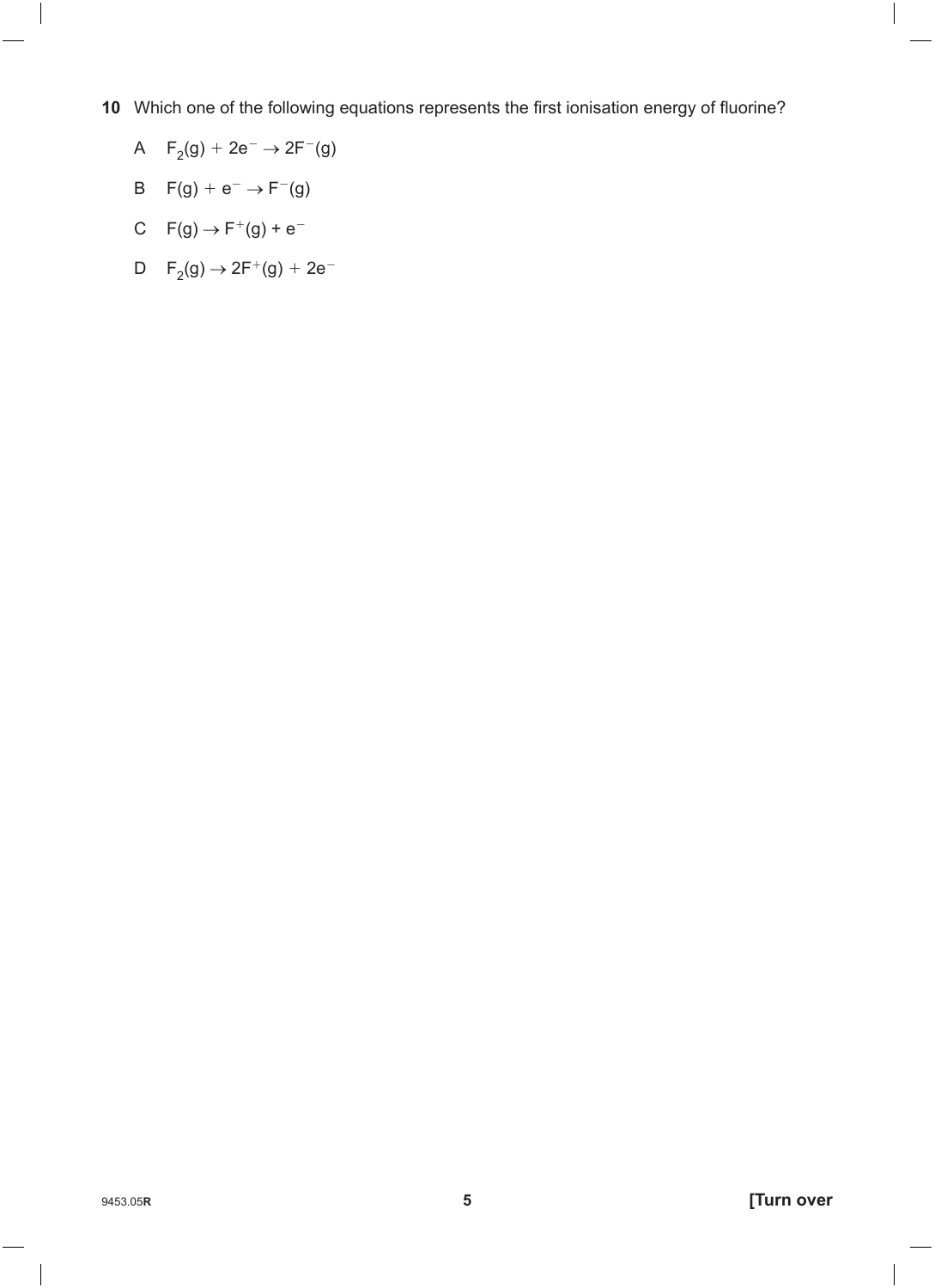**10** Which one of the following equations represents the first ionisation energy of fluorine?

A $F_2(g) + 2e^- \rightarrow 2F^-(g)$

B $F(g) + e^- \rightarrow F^-(g)$

C $F(g) \rightarrow F^+(g) + e^-$

D $F_2(g) \rightarrow 2F^+(g) + 2e^-$

9453.05**R**

**[Turn over**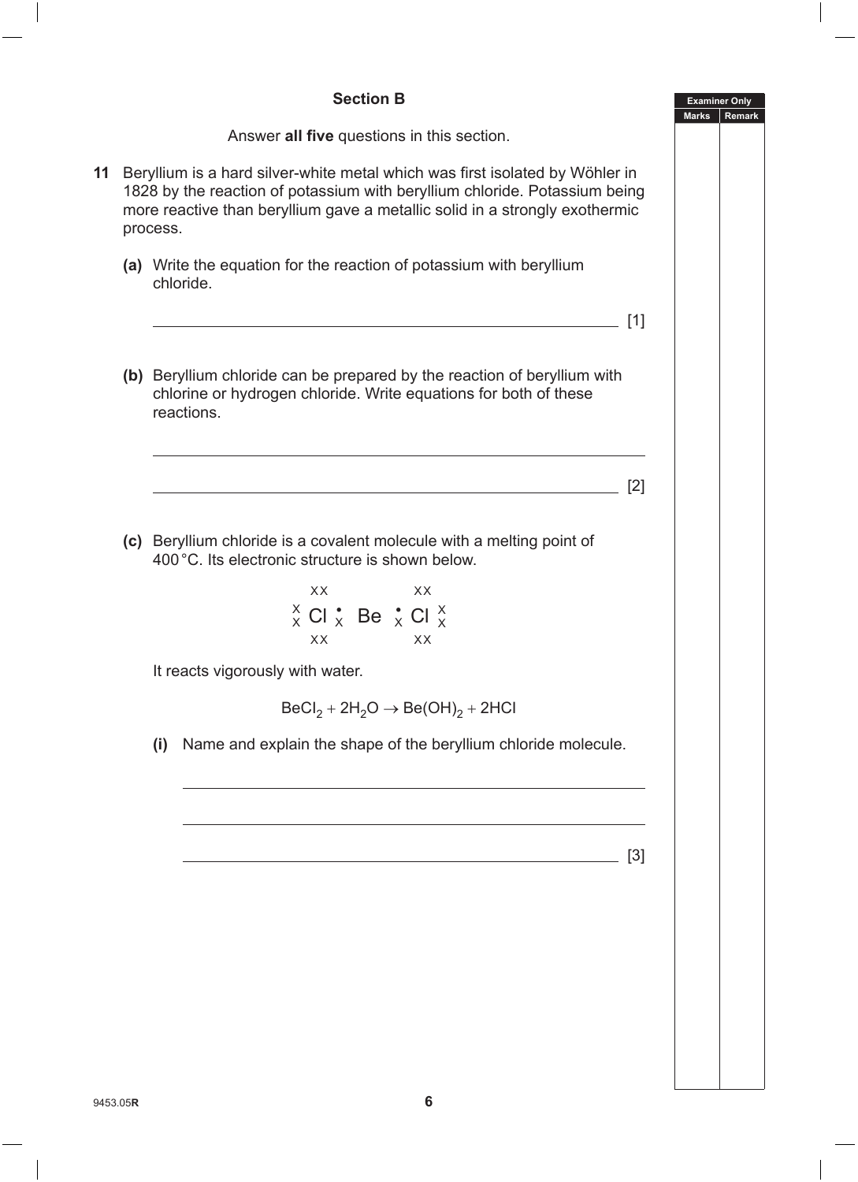## Section B

Answer **all five** questions in this section.

**11** Beryllium is a hard silver-white metal which was first isolated by Wöhler in 1828 by the reaction of potassium with beryllium chloride. Potassium being more reactive than beryllium gave a metallic solid in a strongly exothermic process.

**(a)** Write the equation for the reaction of potassium with beryllium chloride.

______________________________________________ [1]

**(b)** Beryllium chloride can be prepared by the reaction of beryllium with chlorine or hydrogen chloride. Write equations for both of these reactions.

______________________________________________

______________________________________________ [2]

**(c)** Beryllium chloride is a covalent molecule with a melting point of 400 °C. Its electronic structure is shown below.

```
 xx            xx
x Cl •x  Be  •x Cl x
x                  x
 xx            xx
```

It reacts vigorously with water.

$$BeCl_2 + 2H_2O \rightarrow Be(OH)_2 + 2HCl$$

**(i)** Name and explain the shape of the beryllium chloride molecule.

______________________________________________

______________________________________________

______________________________________________ [3]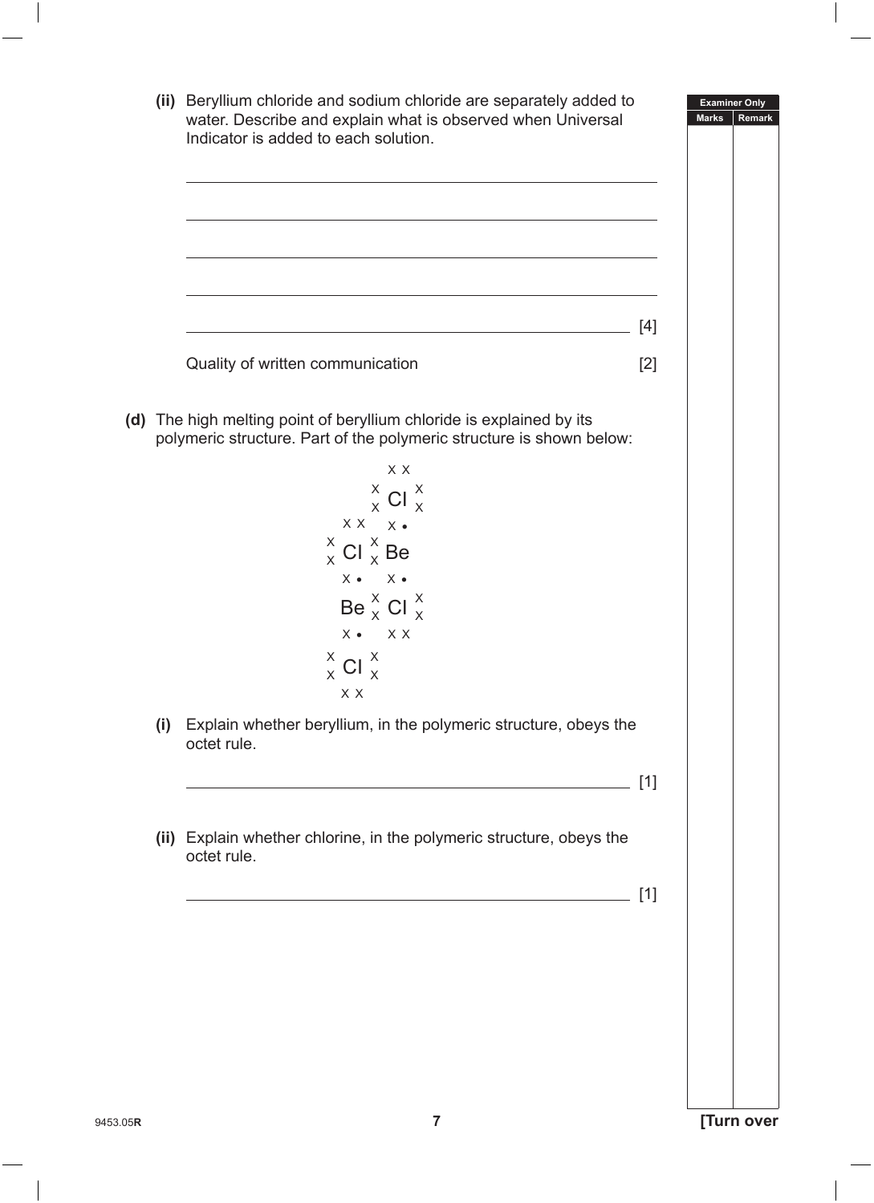**(ii)** Beryllium chloride and sodium chloride are separately added to water. Describe and explain what is observed when Universal Indicator is added to each solution.

_______________________________________________

_______________________________________________

_______________________________________________

_______________________________________________

_______________________________________________ [4]

Quality of written communication [2]

**(d)** The high melting point of beryllium chloride is explained by its polymeric structure. Part of the polymeric structure is shown below:

```
        x x
      x Cl x
      x    x
   x x  x •
 x Cl x Be
 x    x
   x •  x •
   Be x Cl x
      x    x
   x •  x x
 x Cl x
 x    x
   x x
```

**(i)** Explain whether beryllium, in the polymeric structure, obeys the octet rule.

_______________________________________________ [1]

**(ii)** Explain whether chlorine, in the polymeric structure, obeys the octet rule.

_______________________________________________ [1]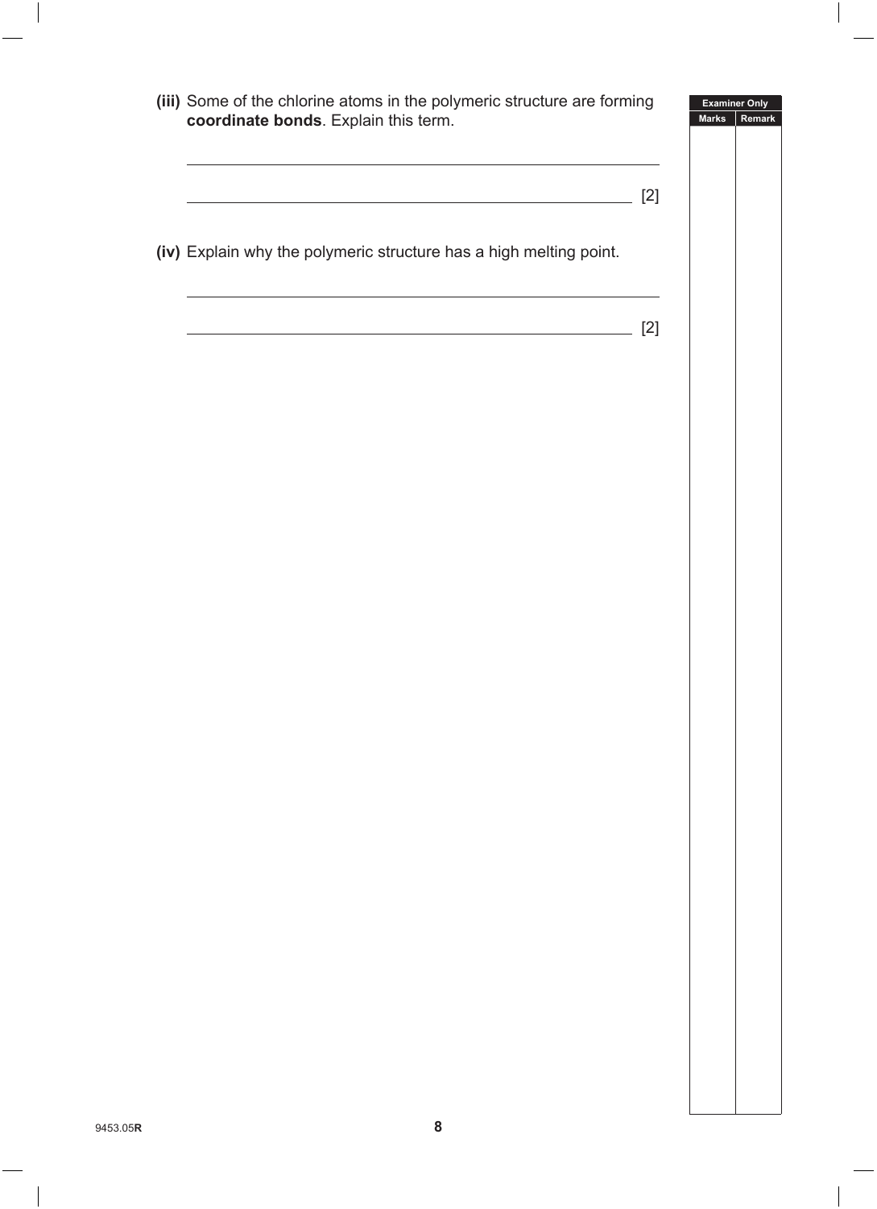**(iii)** Some of the chlorine atoms in the polymeric structure are forming **coordinate bonds**. Explain this term.

_______________________________________________________________

_______________________________________________________________ [2]

**(iv)** Explain why the polymeric structure has a high melting point.

_______________________________________________________________

_______________________________________________________________ [2]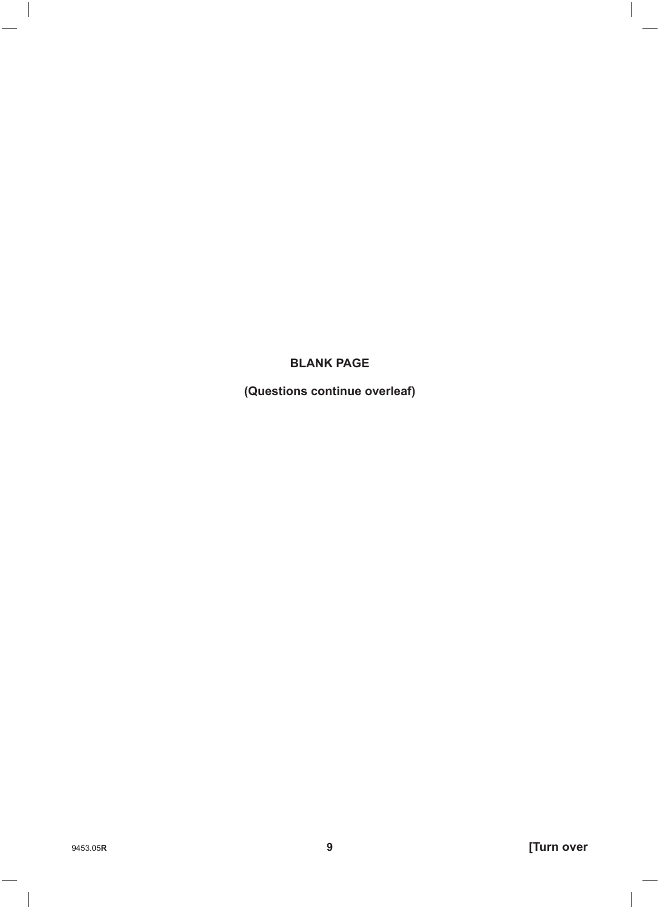**BLANK PAGE**

**(Questions continue overleaf)**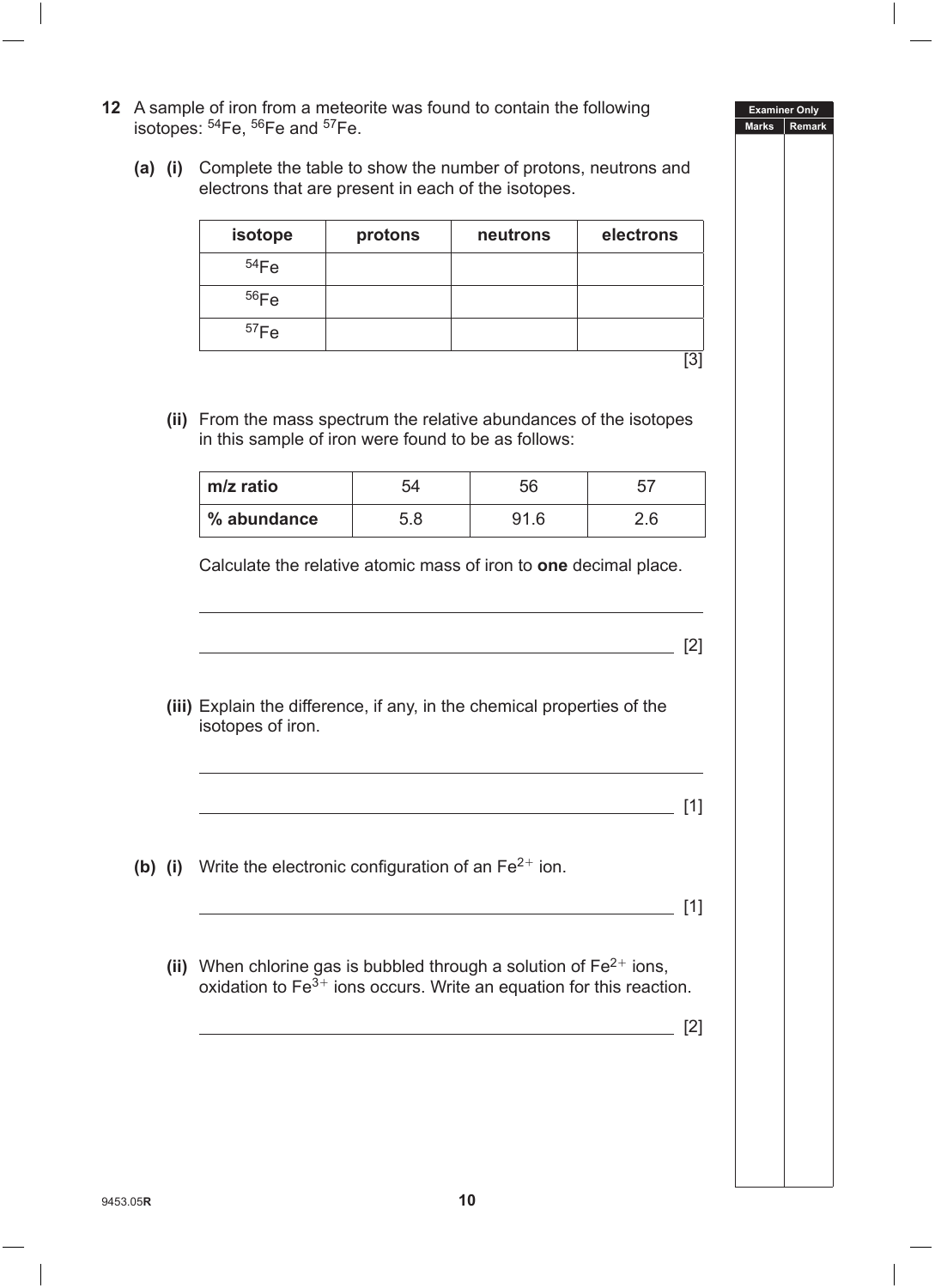**12** A sample of iron from a meteorite was found to contain the following isotopes: $^{54}Fe$, $^{56}Fe$ and $^{57}Fe$.

**(a) (i)** Complete the table to show the number of protons, neutrons and electrons that are present in each of the isotopes.

| isotope | protons | neutrons | electrons |
|---|---|---|---|
| $^{54}Fe$ | | | |
| $^{56}Fe$ | | | |
| $^{57}Fe$ | | | |

[3]

**(ii)** From the mass spectrum the relative abundances of the isotopes in this sample of iron were found to be as follows:

| m/z ratio | 54 | 56 | 57 |
|---|---|---|---|
| % abundance | 5.8 | 91.6 | 2.6 |

Calculate the relative atomic mass of iron to **one** decimal place.

_______________________________________________

_______________________________________________ [2]

**(iii)** Explain the difference, if any, in the chemical properties of the isotopes of iron.

_______________________________________________

_______________________________________________ [1]

**(b) (i)** Write the electronic configuration of an $Fe^{2+}$ ion.

_______________________________________________ [1]

**(ii)** When chlorine gas is bubbled through a solution of $Fe^{2+}$ ions, oxidation to $Fe^{3+}$ ions occurs. Write an equation for this reaction.

_______________________________________________ [2]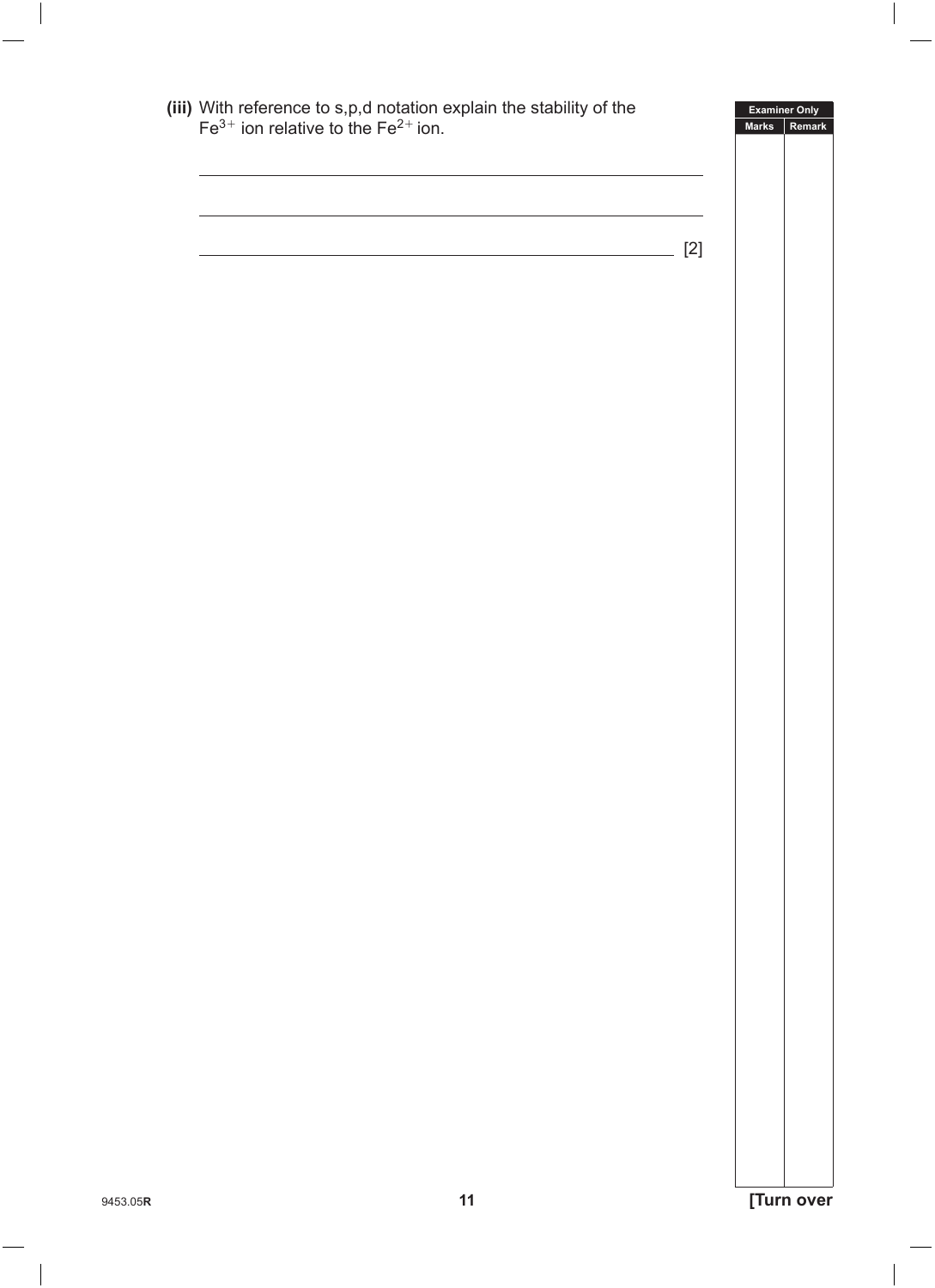**(iii)** With reference to s,p,d notation explain the stability of the $Fe^{3+}$ ion relative to the $Fe^{2+}$ ion.

______________________________________________________________________

______________________________________________________________________

______________________________________________________________________ [2]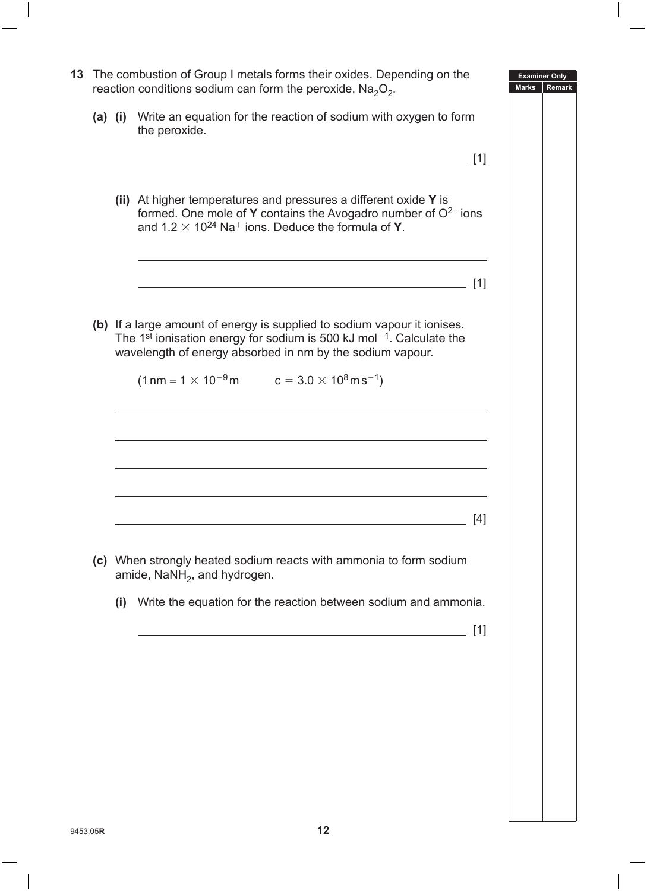**13** The combustion of Group I metals forms their oxides. Depending on the reaction conditions sodium can form the peroxide, $Na_2O_2$.

**(a) (i)** Write an equation for the reaction of sodium with oxygen to form the peroxide.

_______________________________________________ [1]

**(ii)** At higher temperatures and pressures a different oxide **Y** is formed. One mole of **Y** contains the Avogadro number of $O^{2-}$ ions and $1.2 \times 10^{24}$ $Na^+$ ions. Deduce the formula of **Y**.

_______________________________________________

_______________________________________________ [1]

**(b)** If a large amount of energy is supplied to sodium vapour it ionises. The 1st ionisation energy for sodium is 500 kJ mol$^{-1}$. Calculate the wavelength of energy absorbed in nm by the sodium vapour.

(1 nm = $1 \times 10^{-9}$ m     c = $3.0 \times 10^8$ m s$^{-1}$)

_______________________________________________

_______________________________________________

_______________________________________________

_______________________________________________

_______________________________________________ [4]

**(c)** When strongly heated sodium reacts with ammonia to form sodium amide, $NaNH_2$, and hydrogen.

**(i)** Write the equation for the reaction between sodium and ammonia.

_______________________________________________ [1]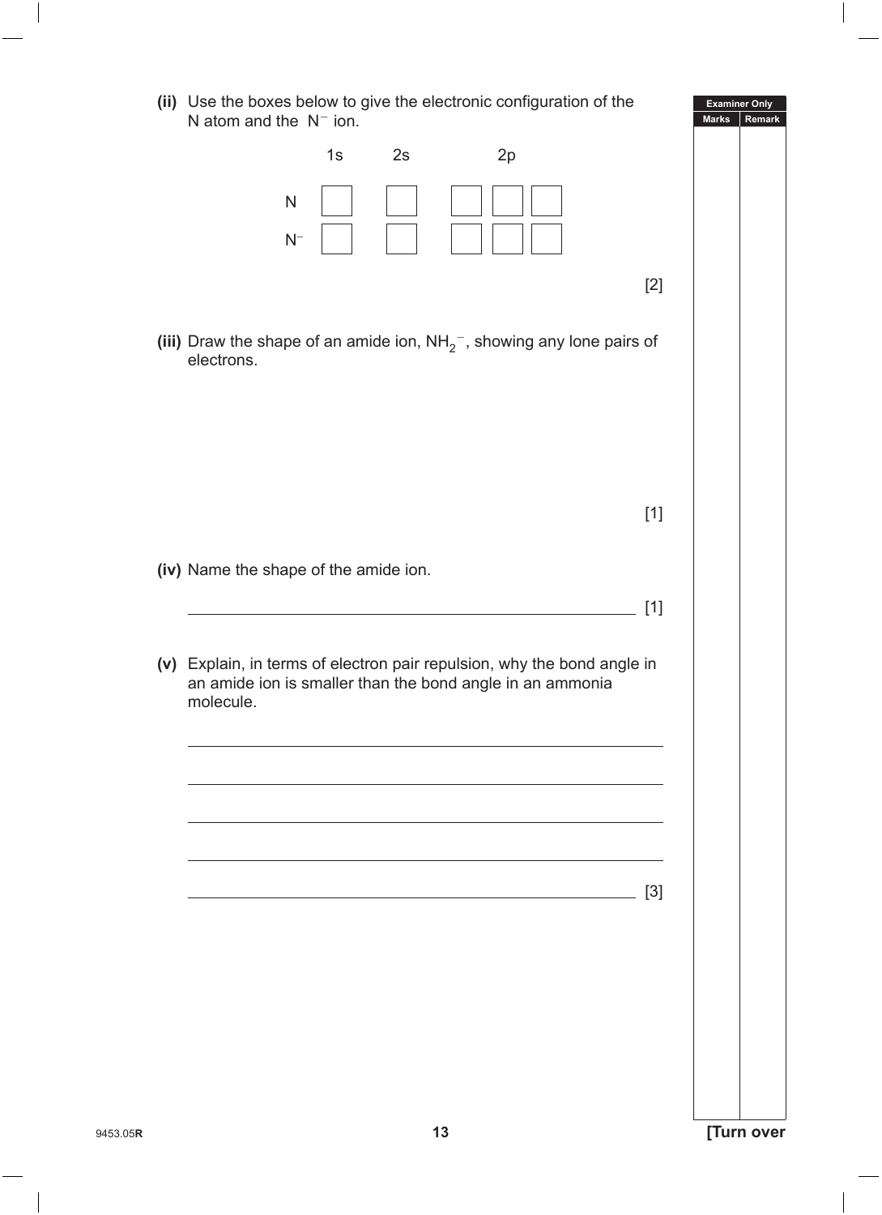**(ii)** Use the boxes below to give the electronic configuration of the N atom and the $N^-$ ion.

| | 1s | 2s | 2p | | |
|---|---|---|---|---|---|
| N | | | | | |
| $N^-$ | | | | | |

[2]

**(iii)** Draw the shape of an amide ion, $NH_2^-$, showing any lone pairs of electrons.

[1]

**(iv)** Name the shape of the amide ion.

_______________________________________________ [1]

**(v)** Explain, in terms of electron pair repulsion, why the bond angle in an amide ion is smaller than the bond angle in an ammonia molecule.

_______________________________________________

_______________________________________________

_______________________________________________

_______________________________________________

_______________________________________________ [3]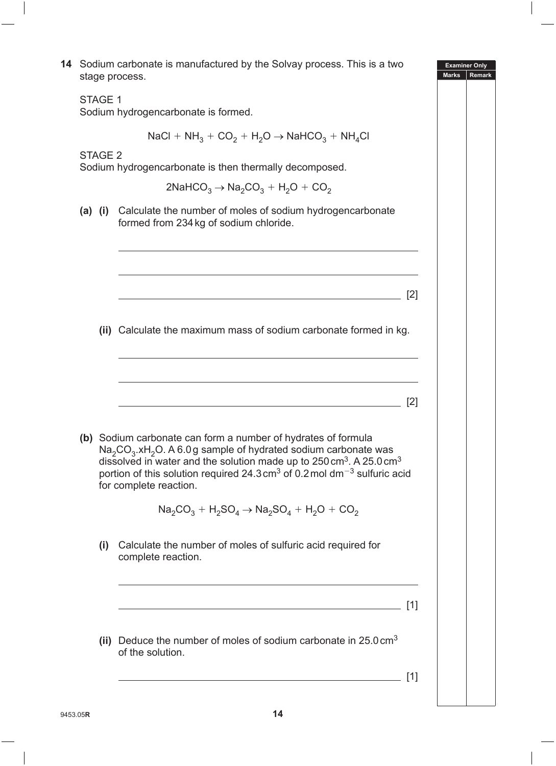**14** Sodium carbonate is manufactured by the Solvay process. This is a two stage process.

STAGE 1
Sodium hydrogencarbonate is formed.

$$NaCl + NH_3 + CO_2 + H_2O \rightarrow NaHCO_3 + NH_4Cl$$

STAGE 2
Sodium hydrogencarbonate is then thermally decomposed.

$$2NaHCO_3 \rightarrow Na_2CO_3 + H_2O + CO_2$$

**(a) (i)** Calculate the number of moles of sodium hydrogencarbonate formed from 234 kg of sodium chloride.

_______________________________________________

_______________________________________________

_______________________________________________ [2]

**(ii)** Calculate the maximum mass of sodium carbonate formed in kg.

_______________________________________________

_______________________________________________

_______________________________________________ [2]

**(b)** Sodium carbonate can form a number of hydrates of formula $Na_2CO_3.xH_2O$. A 6.0 g sample of hydrated sodium carbonate was dissolved in water and the solution made up to 250 $cm^3$. A 25.0 $cm^3$ portion of this solution required 24.3 $cm^3$ of 0.2 mol $dm^{-3}$ sulfuric acid for complete reaction.

$$Na_2CO_3 + H_2SO_4 \rightarrow Na_2SO_4 + H_2O + CO_2$$

**(i)** Calculate the number of moles of sulfuric acid required for complete reaction.

_______________________________________________

_______________________________________________ [1]

**(ii)** Deduce the number of moles of sodium carbonate in 25.0 $cm^3$ of the solution.

_______________________________________________ [1]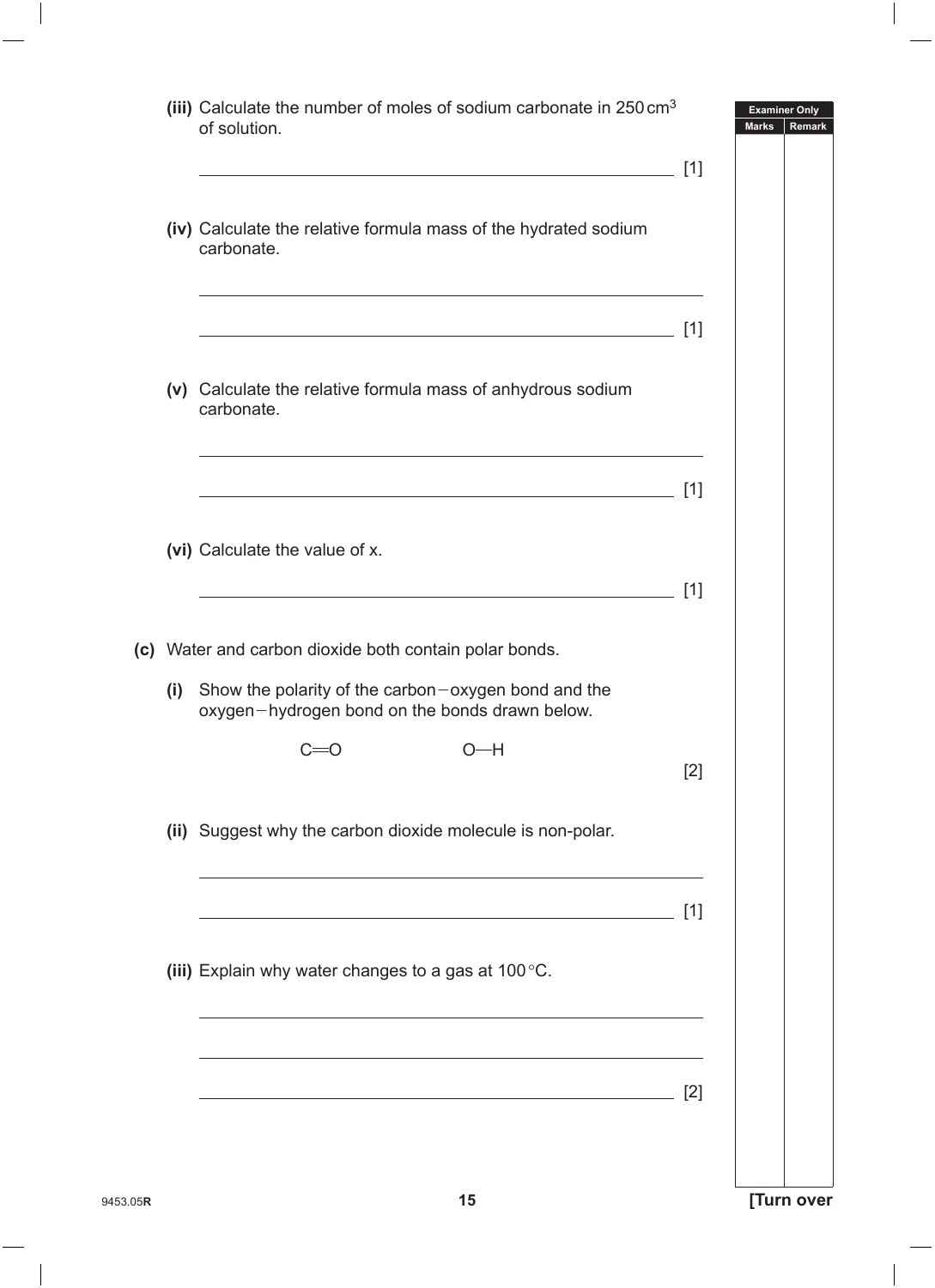**(iii)** Calculate the number of moles of sodium carbonate in 250 $cm^3$ of solution.

_______________________________________________ [1]

**(iv)** Calculate the relative formula mass of the hydrated sodium carbonate.

_______________________________________________

_______________________________________________ [1]

**(v)** Calculate the relative formula mass of anhydrous sodium carbonate.

_______________________________________________

_______________________________________________ [1]

**(vi)** Calculate the value of x.

_______________________________________________ [1]

**(c)** Water and carbon dioxide both contain polar bonds.

**(i)** Show the polarity of the carbon−oxygen bond and the oxygen−hydrogen bond on the bonds drawn below.

C═O O—H

[2]

**(ii)** Suggest why the carbon dioxide molecule is non-polar.

_______________________________________________

_______________________________________________ [1]

**(iii)** Explain why water changes to a gas at 100 °C.

_______________________________________________

_______________________________________________

_______________________________________________ [2]

**[Turn over**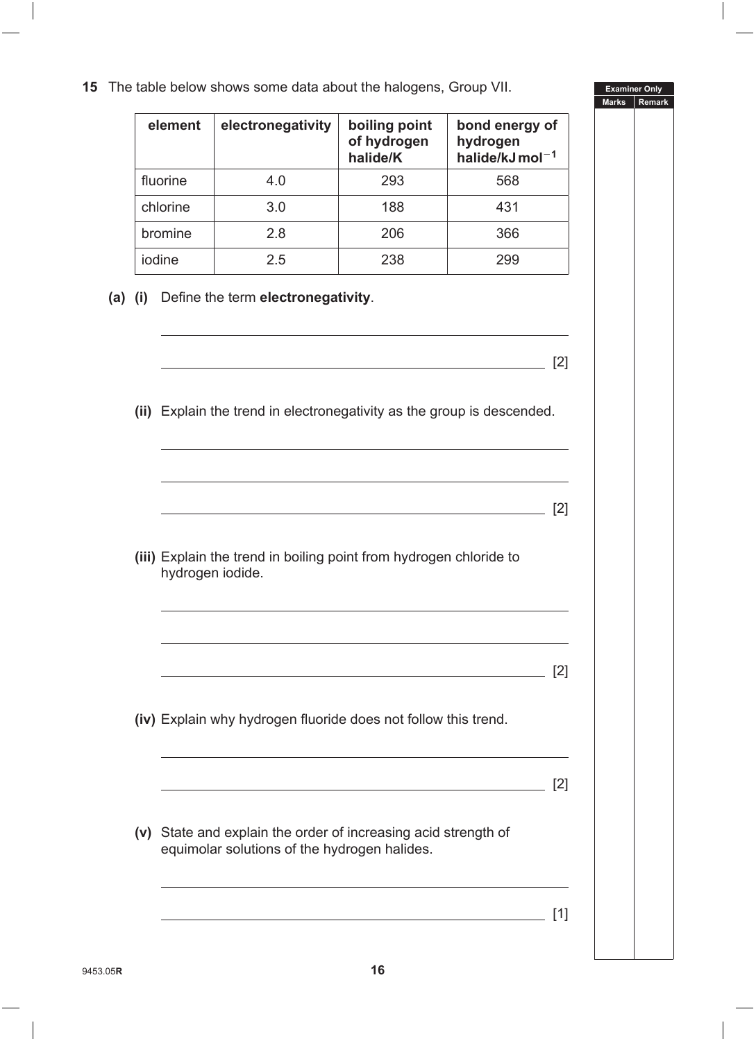**15** The table below shows some data about the halogens, Group VII.

| element | electronegativity | boiling point of hydrogen halide/K | bond energy of hydrogen halide/kJ mol$^{-1}$ |
|---|---|---|---|
| fluorine | 4.0 | 293 | 568 |
| chlorine | 3.0 | 188 | 431 |
| bromine | 2.8 | 206 | 366 |
| iodine | 2.5 | 238 | 299 |

**(a) (i)** Define the term **electronegativity**.

______________________________________________

______________________________________________ [2]

**(ii)** Explain the trend in electronegativity as the group is descended.

______________________________________________

______________________________________________

______________________________________________ [2]

**(iii)** Explain the trend in boiling point from hydrogen chloride to hydrogen iodide.

______________________________________________

______________________________________________

______________________________________________ [2]

**(iv)** Explain why hydrogen fluoride does not follow this trend.

______________________________________________

______________________________________________ [2]

**(v)** State and explain the order of increasing acid strength of equimolar solutions of the hydrogen halides.

______________________________________________

______________________________________________ [1]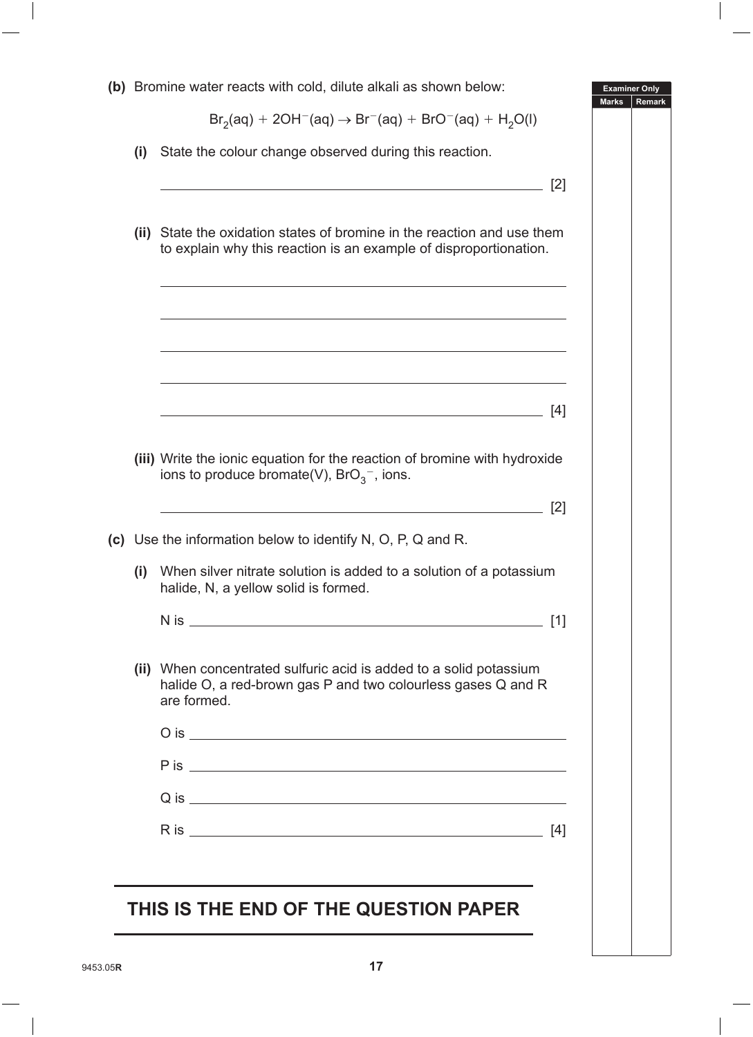**(b)** Bromine water reacts with cold, dilute alkali as shown below:

$$Br_2(aq) + 2OH^-(aq) \rightarrow Br^-(aq) + BrO^-(aq) + H_2O(l)$$

**(i)** State the colour change observed during this reaction.

______________________________________________ [2]

**(ii)** State the oxidation states of bromine in the reaction and use them to explain why this reaction is an example of disproportionation.

______________________________________________

______________________________________________

______________________________________________

______________________________________________

______________________________________________ [4]

**(iii)** Write the ionic equation for the reaction of bromine with hydroxide ions to produce bromate(V), $BrO_3^-$, ions.

______________________________________________ [2]

**(c)** Use the information below to identify N, O, P, Q and R.

**(i)** When silver nitrate solution is added to a solution of a potassium halide, N, a yellow solid is formed.

N is ______________________________________________ [1]

**(ii)** When concentrated sulfuric acid is added to a solid potassium halide O, a red-brown gas P and two colourless gases Q and R are formed.

O is ______________________________________________

P is ______________________________________________

Q is ______________________________________________

R is ______________________________________________ [4]

## THIS IS THE END OF THE QUESTION PAPER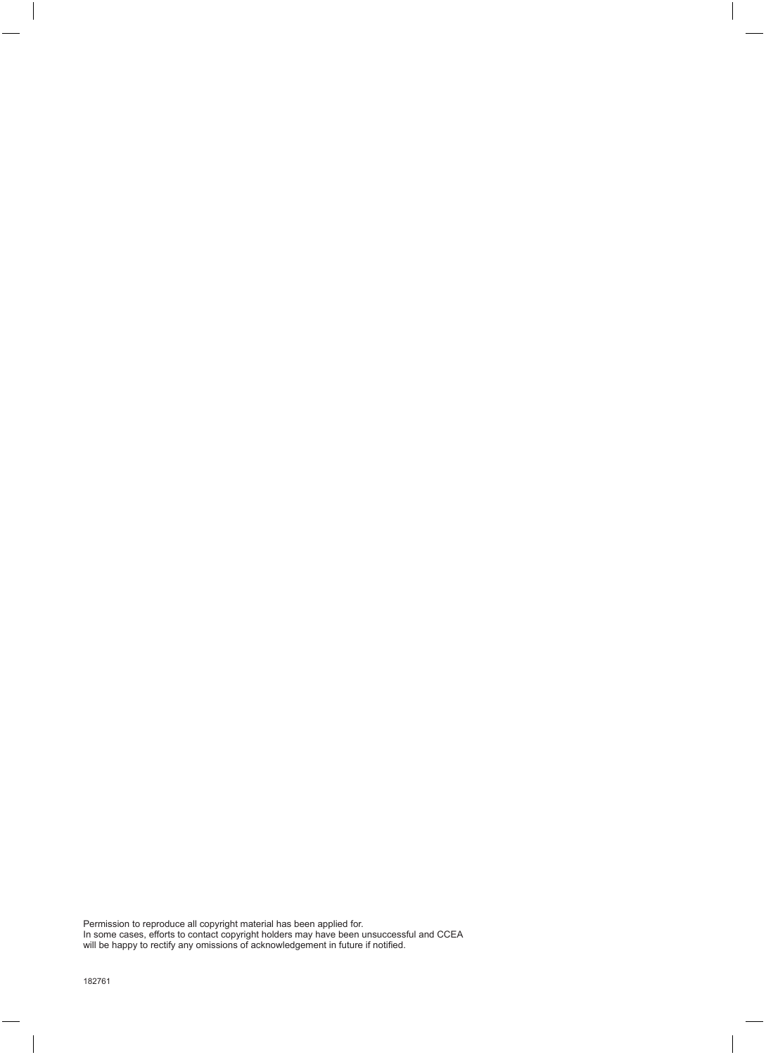Permission to reproduce all copyright material has been applied for.
In some cases, efforts to contact copyright holders may have been unsuccessful and CCEA will be happy to rectify any omissions of acknowledgement in future if notified.

182761